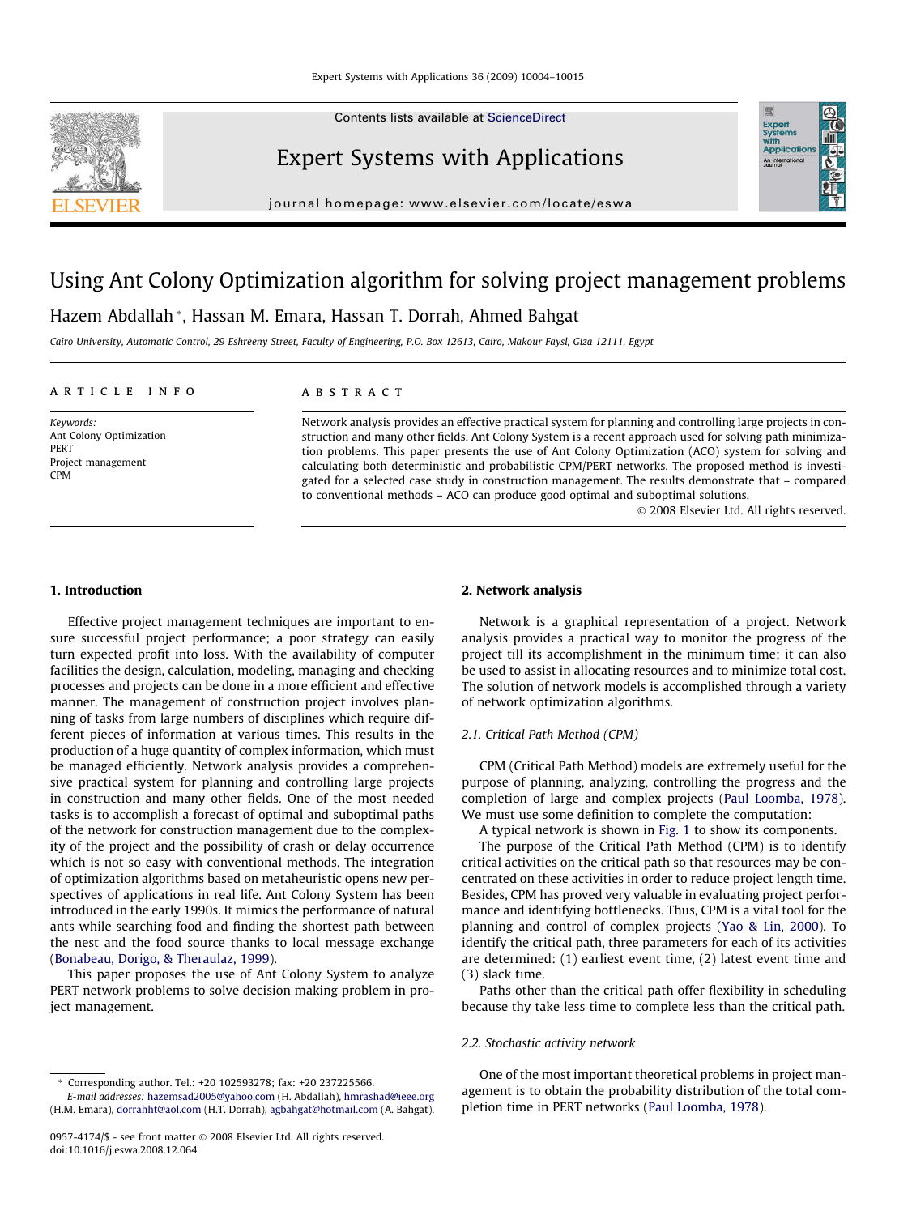# Using Ant Colony Optimization algorithm for solving project management problems

Hazem Abdallah *, Hassan M. Emara, Hassan T. Dorrah, Ahmed Bahgat

*Cairo University, Automatic Control, 29 Eshreeny Street, Faculty of Engineering, P.O. Box 12613, Cairo, Makour Faysl, Giza 12111, Egypt*

**ARTICLE INFO**

*Keywords:*
Ant Colony Optimization
PERT
Project management
CPM

**ABSTRACT**

Network analysis provides an effective practical system for planning and controlling large projects in construction and many other fields. Ant Colony System is a recent approach used for solving path minimization problems. This paper presents the use of Ant Colony Optimization (ACO) system for solving and calculating both deterministic and probabilistic CPM/PERT networks. The proposed method is investigated for a selected case study in construction management. The results demonstrate that – compared to conventional methods – ACO can produce good optimal and suboptimal solutions.

© 2008 Elsevier Ltd. All rights reserved.

## 1. Introduction

Effective project management techniques are important to ensure successful project performance; a poor strategy can easily turn expected profit into loss. With the availability of computer facilities the design, calculation, modeling, managing and checking processes and projects can be done in a more efficient and effective manner. The management of construction project involves planning of tasks from large numbers of disciplines which require different pieces of information at various times. This results in the production of a huge quantity of complex information, which must be managed efficiently. Network analysis provides a comprehensive practical system for planning and controlling large projects in construction and many other fields. One of the most needed tasks is to accomplish a forecast of optimal and suboptimal paths of the network for construction management due to the complexity of the project and the possibility of crash or delay occurrence which is not so easy with conventional methods. The integration of optimization algorithms based on metaheuristic opens new perspectives of applications in real life. Ant Colony System has been introduced in the early 1990s. It mimics the performance of natural ants while searching food and finding the shortest path between the nest and the food source thanks to local message exchange (Bonabeau, Dorigo, & Theraulaz, 1999).

This paper proposes the use of Ant Colony System to analyze PERT network problems to solve decision making problem in project management.

## 2. Network analysis

Network is a graphical representation of a project. Network analysis provides a practical way to monitor the progress of the project till its accomplishment in the minimum time; it can also be used to assist in allocating resources and to minimize total cost. The solution of network models is accomplished through a variety of network optimization algorithms.

### 2.1. Critical Path Method (CPM)

CPM (Critical Path Method) models are extremely useful for the purpose of planning, analyzing, controlling the progress and the completion of large and complex projects (Paul Loomba, 1978). We must use some definition to complete the computation:

A typical network is shown in Fig. 1 to show its components.

The purpose of the Critical Path Method (CPM) is to identify critical activities on the critical path so that resources may be concentrated on these activities in order to reduce project length time. Besides, CPM has proved very valuable in evaluating project performance and identifying bottlenecks. Thus, CPM is a vital tool for the planning and control of complex projects (Yao & Lin, 2000). To identify the critical path, three parameters for each of its activities are determined: (1) earliest event time, (2) latest event time and (3) slack time.

Paths other than the critical path offer flexibility in scheduling because thy take less time to complete less than the critical path.

### 2.2. Stochastic activity network

One of the most important theoretical problems in project management is to obtain the probability distribution of the total completion time in PERT networks (Paul Loomba, 1978).

---

* Corresponding author. Tel.: +20 102593278; fax: +20 237225566.
*E-mail addresses:* hazemsad2005@yahoo.com (H. Abdallah), hmrashad@ieee.org (H.M. Emara), dorrahht@aol.com (H.T. Dorrah), agbahgat@hotmail.com (A. Bahgat).

0957-4174/$ - see front matter © 2008 Elsevier Ltd. All rights reserved.
doi:10.1016/j.eswa.2008.12.064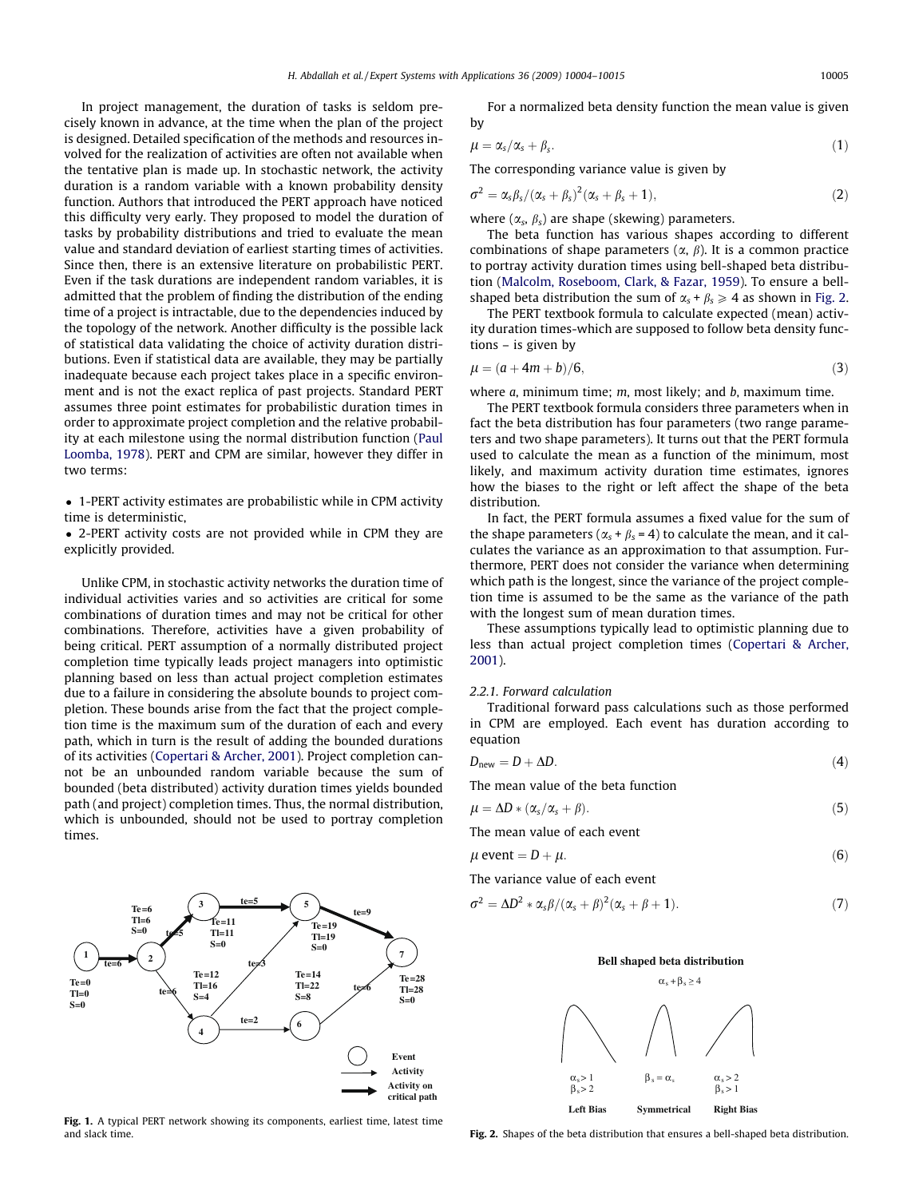In project management, the duration of tasks is seldom precisely known in advance, at the time when the plan of the project is designed. Detailed specification of the methods and resources involved for the realization of activities are often not available when the tentative plan is made up. In stochastic network, the activity duration is a random variable with a known probability density function. Authors that introduced the PERT approach have noticed this difficulty very early. They proposed to model the duration of tasks by probability distributions and tried to evaluate the mean value and standard deviation of earliest starting times of activities. Since then, there is an extensive literature on probabilistic PERT. Even if the task durations are independent random variables, it is admitted that the problem of finding the distribution of the ending time of a project is intractable, due to the dependencies induced by the topology of the network. Another difficulty is the possible lack of statistical data validating the choice of activity duration distributions. Even if statistical data are available, they may be partially inadequate because each project takes place in a specific environment and is not the exact replica of past projects. Standard PERT assumes three point estimates for probabilistic duration times in order to approximate project completion and the relative probability at each milestone using the normal distribution function (Paul Loomba, 1978). PERT and CPM are similar, however they differ in two terms:

- 1-PERT activity estimates are probabilistic while in CPM activity time is deterministic,
- 2-PERT activity costs are not provided while in CPM they are explicitly provided.

Unlike CPM, in stochastic activity networks the duration time of individual activities varies and so activities are critical for some combinations of duration times and may not be critical for other combinations. Therefore, activities have a given probability of being critical. PERT assumption of a normally distributed project completion time typically leads project managers into optimistic planning based on less than actual project completion estimates due to a failure in considering the absolute bounds to project completion. These bounds arise from the fact that the project completion time is the maximum sum of the duration of each and every path, which in turn is the result of adding the bounded durations of its activities (Copertari & Archer, 2001). Project completion cannot be an unbounded random variable because the sum of bounded (beta distributed) activity duration times yields bounded path (and project) completion times. Thus, the normal distribution, which is unbounded, should not be used to portray completion times.

**Fig. 1.** A typical PERT network showing its components, earliest time, latest time and slack time.

For a normalized beta density function the mean value is given by

$$\mu = \alpha_s/\alpha_s + \beta_s. \tag{1}$$

The corresponding variance value is given by

$$\sigma^2 = \alpha_s\beta_s/(\alpha_s + \beta_s)^2(\alpha_s + \beta_s + 1), \tag{2}$$

where $(\alpha_s, \beta_s)$ are shape (skewing) parameters.

The beta function has various shapes according to different combinations of shape parameters $(\alpha, \beta)$. It is a common practice to portray activity duration times using bell-shaped beta distribution (Malcolm, Roseboom, Clark, & Fazar, 1959). To ensure a bell-shaped beta distribution the sum of $\alpha_s + \beta_s \geqslant 4$ as shown in Fig. 2.

The PERT textbook formula to calculate expected (mean) activity duration times-which are supposed to follow beta density functions – is given by

$$\mu = (a + 4m + b)/6, \tag{3}$$

where $a$, minimum time; $m$, most likely; and $b$, maximum time.

The PERT textbook formula considers three parameters when in fact the beta distribution has four parameters (two range parameters and two shape parameters). It turns out that the PERT formula used to calculate the mean as a function of the minimum, most likely, and maximum activity duration time estimates, ignores how the biases to the right or left affect the shape of the beta distribution.

In fact, the PERT formula assumes a fixed value for the sum of the shape parameters ($\alpha_s + \beta_s = 4$) to calculate the mean, and it calculates the variance as an approximation to that assumption. Furthermore, PERT does not consider the variance when determining which path is the longest, since the variance of the project completion time is assumed to be the same as the variance of the path with the longest sum of mean duration times.

These assumptions typically lead to optimistic planning due to less than actual project completion times (Copertari & Archer, 2001).

*2.2.1. Forward calculation*

Traditional forward pass calculations such as those performed in CPM are employed. Each event has duration according to equation

$$D_{\text{new}} = D + \Delta D. \tag{4}$$

The mean value of the beta function

$$\mu = \Delta D * (\alpha_s/\alpha_s + \beta). \tag{5}$$

The mean value of each event

$$\mu\,\text{event} = D + \mu. \tag{6}$$

The variance value of each event

$$\sigma^2 = \Delta D^2 * \alpha_s\beta/(\alpha_s + \beta)^2(\alpha_s + \beta + 1). \tag{7}$$

**Fig. 2.** Shapes of the beta distribution that ensures a bell-shaped beta distribution.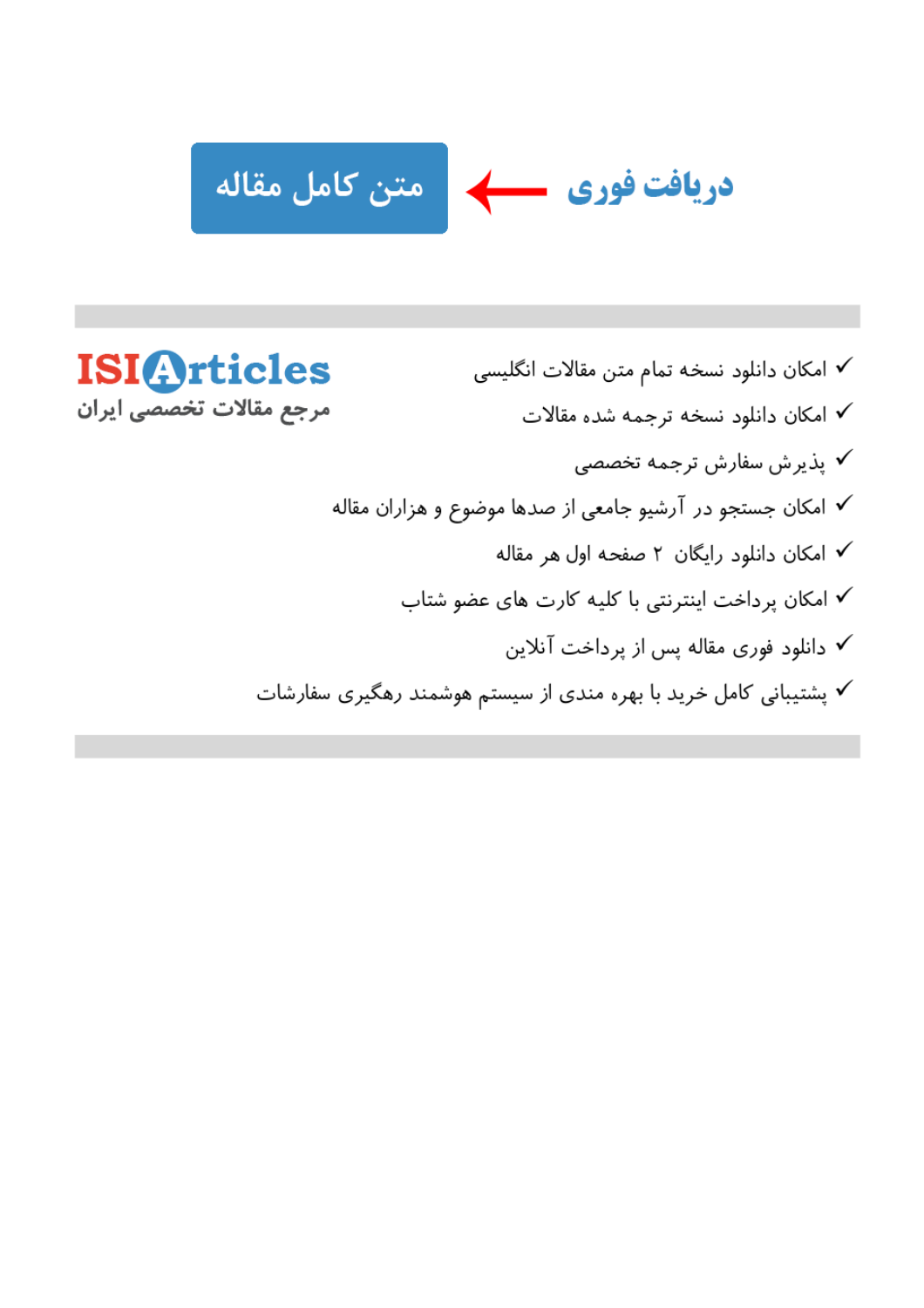دریافت فوری ← متن کامل مقاله

**ISIArticles**
مرجع مقالات تخصصی ایران

- ✓ امکان دانلود نسخه تمام متن مقالات انگلیسی
- ✓ امکان دانلود نسخه ترجمه شده مقالات
- ✓ پذیرش سفارش ترجمه تخصصی
- ✓ امکان جستجو در آرشیو جامعی از صدها موضوع و هزاران مقاله
- ✓ امکان دانلود رایگان ۲ صفحه اول هر مقاله
- ✓ امکان پرداخت اینترنتی با کلیه کارت های عضو شتاب
- ✓ دانلود فوری مقاله پس از پرداخت آنلاین
- ✓ پشتیبانی کامل خرید با بهره مندی از سیستم هوشمند رهگیری سفارشات